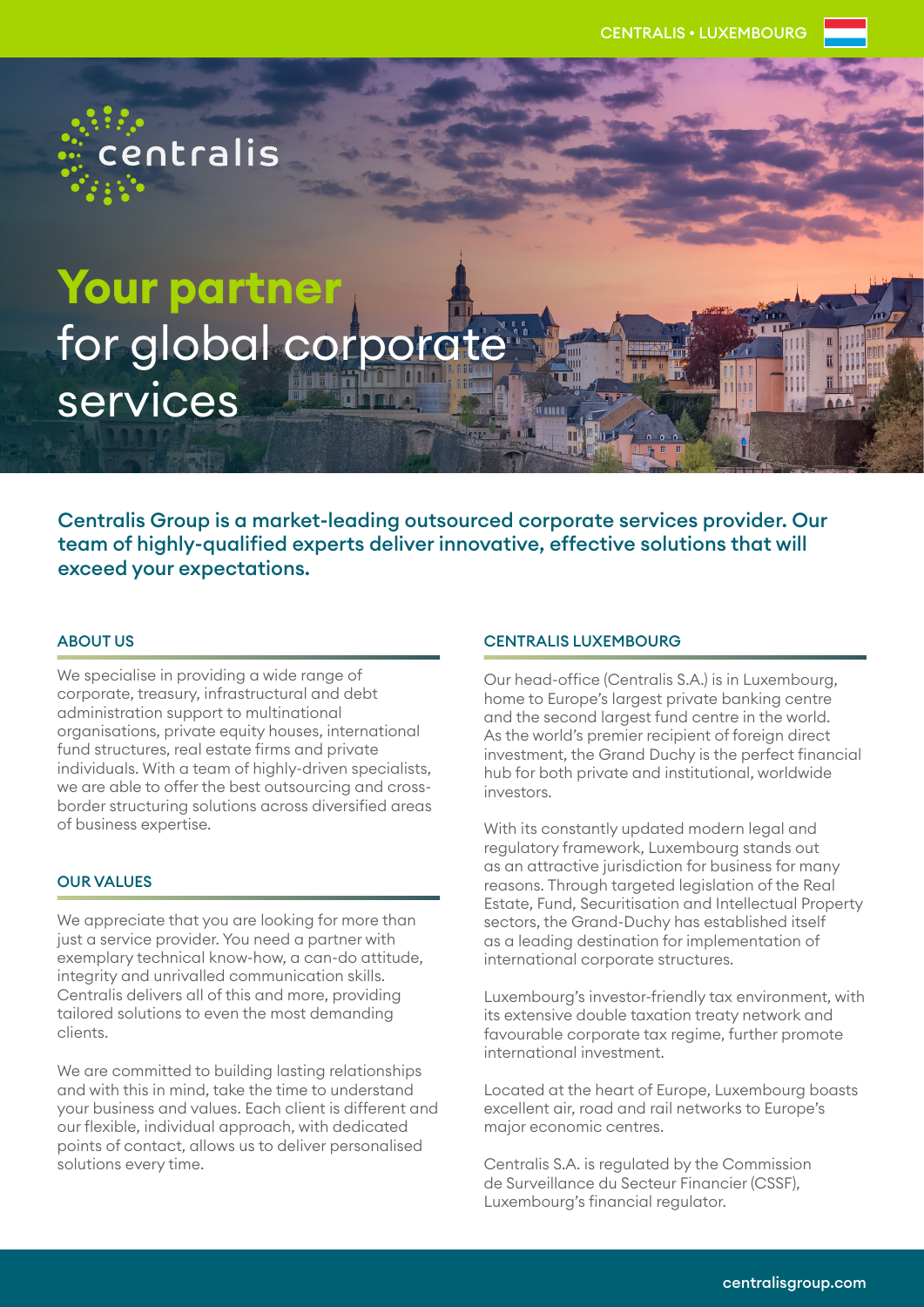CENTRALIS • LUXEMBOURG

centralis

# **Your partner** for global corporate services

**Centralis Group is a market-leading outsourced corporate services provider. Our team of highly-qualified experts deliver innovative, effective solutions that will exceed your expectations.**

## ABOUT US

We specialise in providing a wide range of corporate, treasury, infrastructural and debt administration support to multinational organisations, private equity houses, international fund structures, real estate firms and private individuals. With a team of highly-driven specialists, we are able to offer the best outsourcing and cross-border structuring solutions across diversified areas of business expertise.

## OUR VALUES

We appreciate that you are looking for more than just a service provider. You need a partner with exemplary technical know-how, a can-do attitude, integrity and unrivalled communication skills. Centralis delivers all of this and more, providing tailored solutions to even the most demanding clients.

We are committed to building lasting relationships and with this in mind, take the time to understand your business and values. Each client is different and our flexible, individual approach, with dedicated points of contact, allows us to deliver personalised solutions every time.

## CENTRALIS LUXEMBOURG

Our head-office (Centralis S.A.) is in Luxembourg, home to Europe's largest private banking centre and the second largest fund centre in the world. As the world's premier recipient of foreign direct investment, the Grand Duchy is the perfect financial hub for both private and institutional, worldwide investors.

With its constantly updated modern legal and regulatory framework, Luxembourg stands out as an attractive jurisdiction for business for many reasons. Through targeted legislation of the Real Estate, Fund, Securitisation and Intellectual Property sectors, the Grand-Duchy has established itself as a leading destination for implementation of international corporate structures.

Luxembourg's investor-friendly tax environment, with its extensive double taxation treaty network and favourable corporate tax regime, further promote international investment.

Located at the heart of Europe, Luxembourg boasts excellent air, road and rail networks to Europe's major economic centres.

Centralis S.A. is regulated by the Commission de Surveillance du Secteur Financier (CSSF), Luxembourg's financial regulator.

centralisgroup.com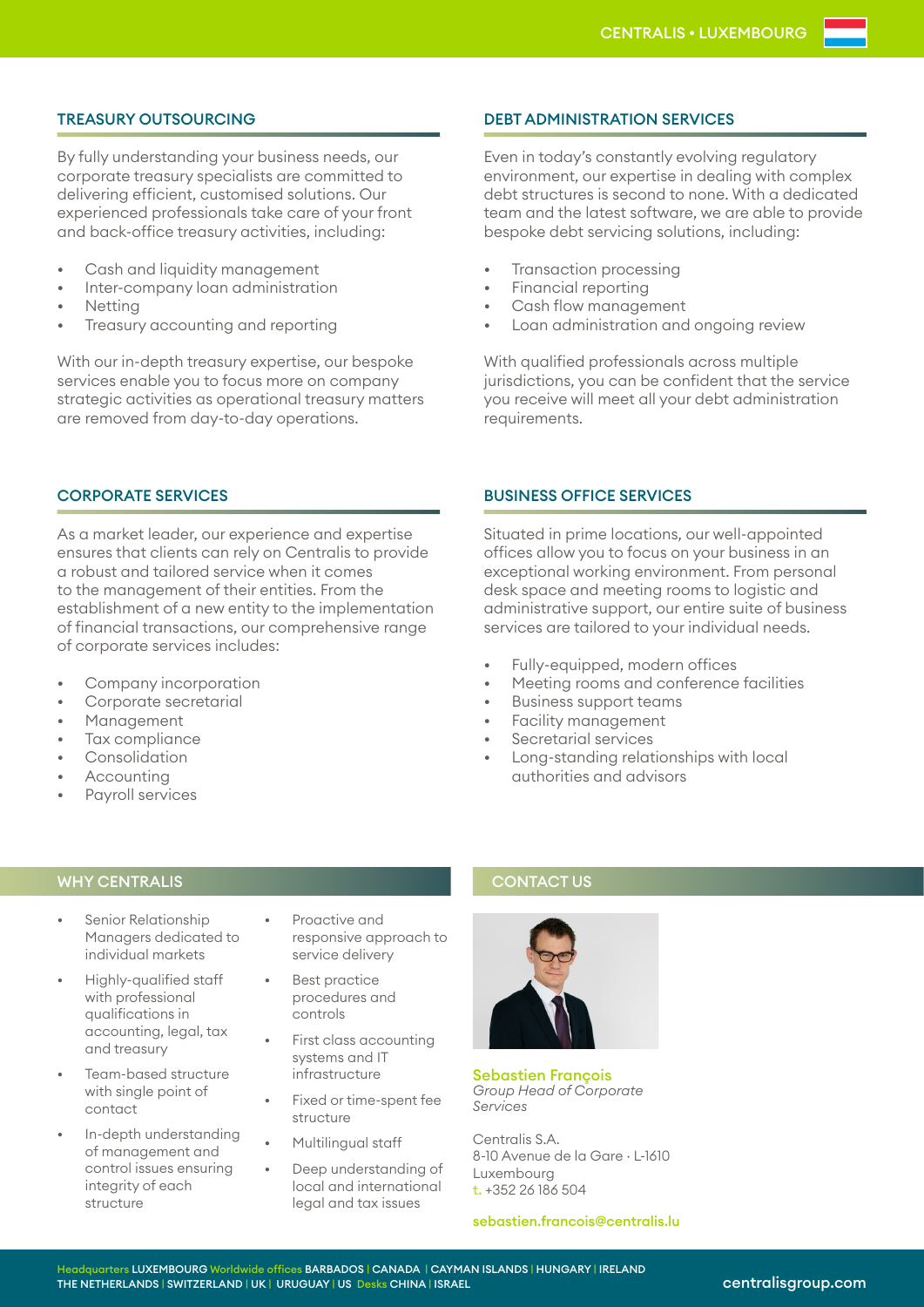## TREASURY OUTSOURCING

By fully understanding your business needs, our corporate treasury specialists are committed to delivering efficient, customised solutions. Our experienced professionals take care of your front and back-office treasury activities, including:

- Cash and liquidity management
- Inter-company loan administration
- Netting
- Treasury accounting and reporting

With our in-depth treasury expertise, our bespoke services enable you to focus more on company strategic activities as operational treasury matters are removed from day-to-day operations.

## DEBT ADMINISTRATION SERVICES

Even in today's constantly evolving regulatory environment, our expertise in dealing with complex debt structures is second to none. With a dedicated team and the latest software, we are able to provide bespoke debt servicing solutions, including:

- Transaction processing
- Financial reporting
- Cash flow management
- Loan administration and ongoing review

With qualified professionals across multiple jurisdictions, you can be confident that the service you receive will meet all your debt administration requirements.

## CORPORATE SERVICES

As a market leader, our experience and expertise ensures that clients can rely on Centralis to provide a robust and tailored service when it comes to the management of their entities. From the establishment of a new entity to the implementation of financial transactions, our comprehensive range of corporate services includes:

- Company incorporation
- Corporate secretarial
- Management
- Tax compliance
- Consolidation
- Accounting
- Payroll services

## BUSINESS OFFICE SERVICES

Situated in prime locations, our well-appointed offices allow you to focus on your business in an exceptional working environment. From personal desk space and meeting rooms to logistic and administrative support, our entire suite of business services are tailored to your individual needs.

- Fully-equipped, modern offices
- Meeting rooms and conference facilities
- Business support teams
- Facility management
- Secretarial services
- Long-standing relationships with local authorities and advisors

## WHY CENTRALIS

- Senior Relationship Managers dedicated to individual markets
- Highly-qualified staff with professional qualifications in accounting, legal, tax and treasury
- Team-based structure with single point of contact
- In-depth understanding of management and control issues ensuring integrity of each structure
- Proactive and responsive approach to service delivery
- Best practice procedures and controls
- First class accounting systems and IT infrastructure
- Fixed or time-spent fee structure
- Multilingual staff
- Deep understanding of local and international legal and tax issues

## CONTACT US

**Sebastien François**
*Group Head of Corporate Services*

Centralis S.A.
8-10 Avenue de la Gare · L-1610
Luxembourg
t. +352 26 186 504

sebastien.francois@centralis.lu

Headquarters LUXEMBOURG Worldwide offices BARBADOS | CANADA | CAYMAN ISLANDS | HUNGARY | IRELAND THE NETHERLANDS | SWITZERLAND | UK | URUGUAY | US Desks CHINA | ISRAEL

centralisgroup.com